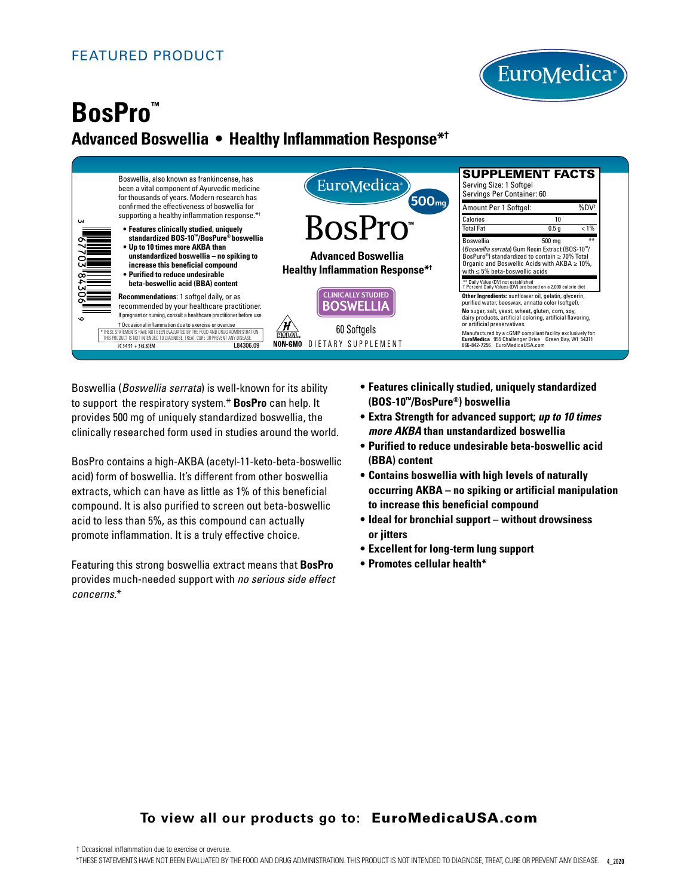FEATURED PRODUCT

EuroMedica®

# BosPro™

## Advanced Boswellia • Healthy Inflammation Response*†

Boswellia, also known as frankincense, has been a vital component of Ayurvedic medicine for thousands of years. Modern research has confirmed the effectiveness of boswellia for supporting a healthy inflammation response.*†

- **Features clinically studied, uniquely standardized BOS-10™/BosPure® boswellia**
- **Up to 10 times more AKBA than unstandardized boswellia – no spiking to increase this beneficial compound**
- **Purified to reduce undesirable beta-boswellic acid (BBA) content**

**Recommendations:** 1 softgel daily, or as recommended by your healthcare practitioner.
If pregnant or nursing, consult a healthcare practitioner before use.

† Occasional inflammation due to exercise or overuse.

*THESE STATEMENTS HAVE NOT BEEN EVALUATED BY THE FOOD AND DRUG ADMINISTRATION. THIS PRODUCT IS NOT INTENDED TO DIAGNOSE, TREAT, CURE OR PREVENT ANY DISEASE.

JC 34 91 + 3(5,6)EM L84306.09

3 67703 84306 9

EuroMedica® 500mg

BosPro™

Advanced Boswellia
Healthy Inflammation Response*†

CLINICALLY STUDIED BOSWELLIA

HALAL NON-GMO

60 Softgels

DIETARY SUPPLEMENT

**SUPPLEMENT FACTS**

Serving Size: 1 Softgel
Servings Per Container: 60

| Amount Per 1 Softgel: | | %DV† |
|---|---|---|
| Calories | 10 | |
| Total Fat | 0.5 g | < 1% |
| Boswellia (*Boswellia serrata*) Gum Resin Extract (BOS-10™/BosPure®) standardized to contain ≥ 70% Total Organic and Boswellic Acids with AKBA ≥ 10%, with ≤ 5% beta-boswellic acids | 500 mg | ** |

** Daily Value (DV) not established
† Percent Daily Values (DV) are based on a 2,000 calorie diet

**Other Ingredients:** sunflower oil, gelatin, glycerin, purified water, beeswax, annatto color (softgel).

**No** sugar, salt, yeast, wheat, gluten, corn, soy, dairy products, artificial coloring, artificial flavoring, or artificial preservatives.

Manufactured by a cGMP compliant facility exclusively for:
**EuroMedica** 955 Challenger Drive Green Bay, WI 54311
866-842-7256 EuroMedicaUSA.com

Boswellia (*Boswellia serrata*) is well-known for its ability to support the respiratory system.* **BosPro** can help. It provides 500 mg of uniquely standardized boswellia, the clinically researched form used in studies around the world.

BosPro contains a high-AKBA (acetyl-11-keto-beta-boswellic acid) form of boswellia. It's different from other boswellia extracts, which can have as little as 1% of this beneficial compound. It is also purified to screen out beta-boswellic acid to less than 5%, as this compound can actually promote inflammation. It is a truly effective choice.

Featuring this strong boswellia extract means that **BosPro** provides much-needed support with *no serious side effect concerns*.*

- **Features clinically studied, uniquely standardized (BOS-10™/BosPure®) boswellia**
- **Extra Strength for advanced support; *up to 10 times more AKBA* than unstandardized boswellia**
- **Purified to reduce undesirable beta-boswellic acid (BBA) content**
- **Contains boswellia with high levels of naturally occurring AKBA – no spiking or artificial manipulation to increase this beneficial compound**
- **Ideal for bronchial support – without drowsiness or jitters**
- **Excellent for long-term lung support**
- **Promotes cellular health***

**To view all our products go to: EuroMedicaUSA.com**

† Occasional inflammation due to exercise or overuse.

*THESE STATEMENTS HAVE NOT BEEN EVALUATED BY THE FOOD AND DRUG ADMINISTRATION. THIS PRODUCT IS NOT INTENDED TO DIAGNOSE, TREAT, CURE OR PREVENT ANY DISEASE. 4_2020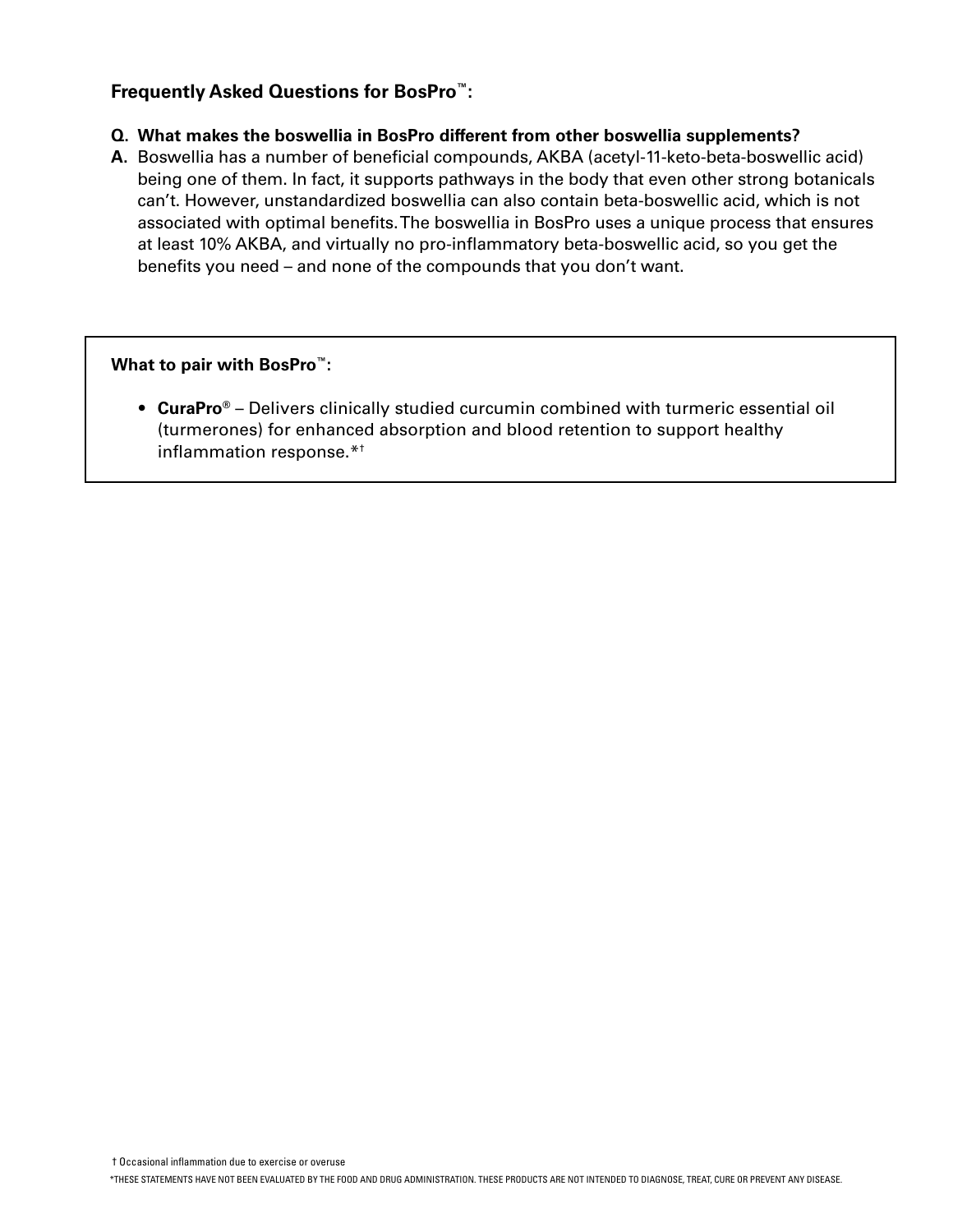### Frequently Asked Questions for BosPro™:

**Q. What makes the boswellia in BosPro different from other boswellia supplements?**

**A.** Boswellia has a number of beneficial compounds, AKBA (acetyl-11-keto-beta-boswellic acid) being one of them. In fact, it supports pathways in the body that even other strong botanicals can't. However, unstandardized boswellia can also contain beta-boswellic acid, which is not associated with optimal benefits. The boswellia in BosPro uses a unique process that ensures at least 10% AKBA, and virtually no pro-inflammatory beta-boswellic acid, so you get the benefits you need – and none of the compounds that you don't want.

**What to pair with BosPro™:**

- **CuraPro**® – Delivers clinically studied curcumin combined with turmeric essential oil (turmerones) for enhanced absorption and blood retention to support healthy inflammation response.*†

† Occasional inflammation due to exercise or overuse

*THESE STATEMENTS HAVE NOT BEEN EVALUATED BY THE FOOD AND DRUG ADMINISTRATION. THESE PRODUCTS ARE NOT INTENDED TO DIAGNOSE, TREAT, CURE OR PREVENT ANY DISEASE.